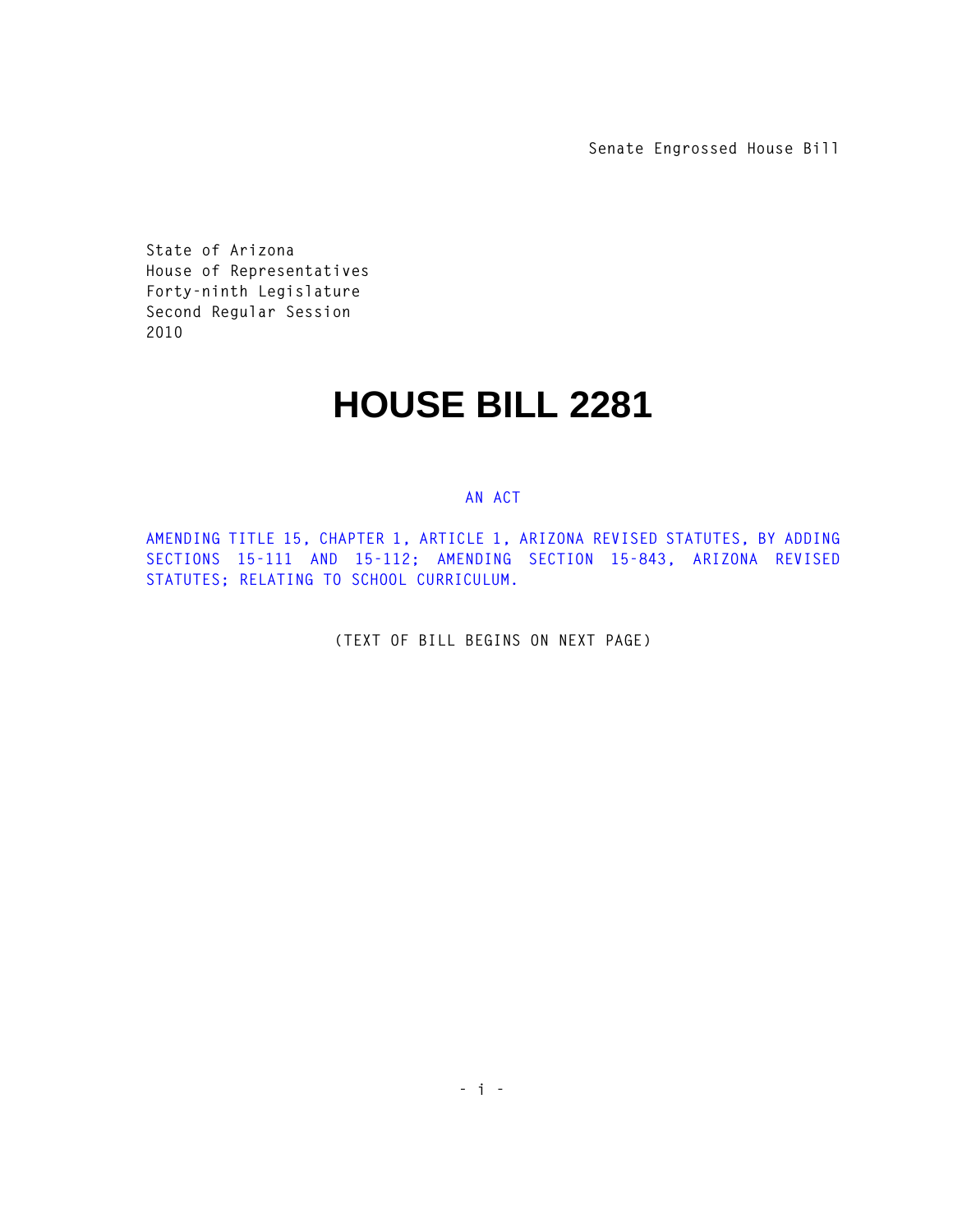Senate Engrossed House Bill

State of Arizona
House of Representatives
Forty-ninth Legislature
Second Regular Session
2010

# HOUSE BILL 2281

AN ACT

AMENDING TITLE 15, CHAPTER 1, ARTICLE 1, ARIZONA REVISED STATUTES, BY ADDING SECTIONS 15-111 AND 15-112; AMENDING SECTION 15-843, ARIZONA REVISED STATUTES; RELATING TO SCHOOL CURRICULUM.

(TEXT OF BILL BEGINS ON NEXT PAGE)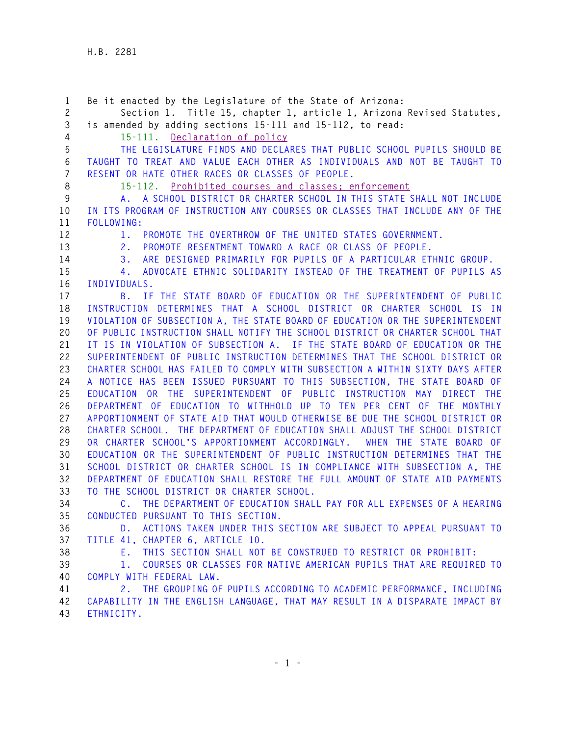Be it enacted by the Legislature of the State of Arizona:

Section 1. Title 15, chapter 1, article 1, Arizona Revised Statutes, is amended by adding sections 15-111 and 15-112, to read:

15-111. Declaration of policy

THE LEGISLATURE FINDS AND DECLARES THAT PUBLIC SCHOOL PUPILS SHOULD BE TAUGHT TO TREAT AND VALUE EACH OTHER AS INDIVIDUALS AND NOT BE TAUGHT TO RESENT OR HATE OTHER RACES OR CLASSES OF PEOPLE.

15-112. Prohibited courses and classes; enforcement

A. A SCHOOL DISTRICT OR CHARTER SCHOOL IN THIS STATE SHALL NOT INCLUDE IN ITS PROGRAM OF INSTRUCTION ANY COURSES OR CLASSES THAT INCLUDE ANY OF THE FOLLOWING:

1. PROMOTE THE OVERTHROW OF THE UNITED STATES GOVERNMENT.

2. PROMOTE RESENTMENT TOWARD A RACE OR CLASS OF PEOPLE.

3. ARE DESIGNED PRIMARILY FOR PUPILS OF A PARTICULAR ETHNIC GROUP.

4. ADVOCATE ETHNIC SOLIDARITY INSTEAD OF THE TREATMENT OF PUPILS AS INDIVIDUALS.

B. IF THE STATE BOARD OF EDUCATION OR THE SUPERINTENDENT OF PUBLIC INSTRUCTION DETERMINES THAT A SCHOOL DISTRICT OR CHARTER SCHOOL IS IN VIOLATION OF SUBSECTION A, THE STATE BOARD OF EDUCATION OR THE SUPERINTENDENT OF PUBLIC INSTRUCTION SHALL NOTIFY THE SCHOOL DISTRICT OR CHARTER SCHOOL THAT IT IS IN VIOLATION OF SUBSECTION A. IF THE STATE BOARD OF EDUCATION OR THE SUPERINTENDENT OF PUBLIC INSTRUCTION DETERMINES THAT THE SCHOOL DISTRICT OR CHARTER SCHOOL HAS FAILED TO COMPLY WITH SUBSECTION A WITHIN SIXTY DAYS AFTER A NOTICE HAS BEEN ISSUED PURSUANT TO THIS SUBSECTION, THE STATE BOARD OF EDUCATION OR THE SUPERINTENDENT OF PUBLIC INSTRUCTION MAY DIRECT THE DEPARTMENT OF EDUCATION TO WITHHOLD UP TO TEN PER CENT OF THE MONTHLY APPORTIONMENT OF STATE AID THAT WOULD OTHERWISE BE DUE THE SCHOOL DISTRICT OR CHARTER SCHOOL. THE DEPARTMENT OF EDUCATION SHALL ADJUST THE SCHOOL DISTRICT OR CHARTER SCHOOL'S APPORTIONMENT ACCORDINGLY. WHEN THE STATE BOARD OF EDUCATION OR THE SUPERINTENDENT OF PUBLIC INSTRUCTION DETERMINES THAT THE SCHOOL DISTRICT OR CHARTER SCHOOL IS IN COMPLIANCE WITH SUBSECTION A, THE DEPARTMENT OF EDUCATION SHALL RESTORE THE FULL AMOUNT OF STATE AID PAYMENTS TO THE SCHOOL DISTRICT OR CHARTER SCHOOL.

C. THE DEPARTMENT OF EDUCATION SHALL PAY FOR ALL EXPENSES OF A HEARING CONDUCTED PURSUANT TO THIS SECTION.

D. ACTIONS TAKEN UNDER THIS SECTION ARE SUBJECT TO APPEAL PURSUANT TO TITLE 41, CHAPTER 6, ARTICLE 10.

E. THIS SECTION SHALL NOT BE CONSTRUED TO RESTRICT OR PROHIBIT:

1. COURSES OR CLASSES FOR NATIVE AMERICAN PUPILS THAT ARE REQUIRED TO COMPLY WITH FEDERAL LAW.

2. THE GROUPING OF PUPILS ACCORDING TO ACADEMIC PERFORMANCE, INCLUDING CAPABILITY IN THE ENGLISH LANGUAGE, THAT MAY RESULT IN A DISPARATE IMPACT BY ETHNICITY.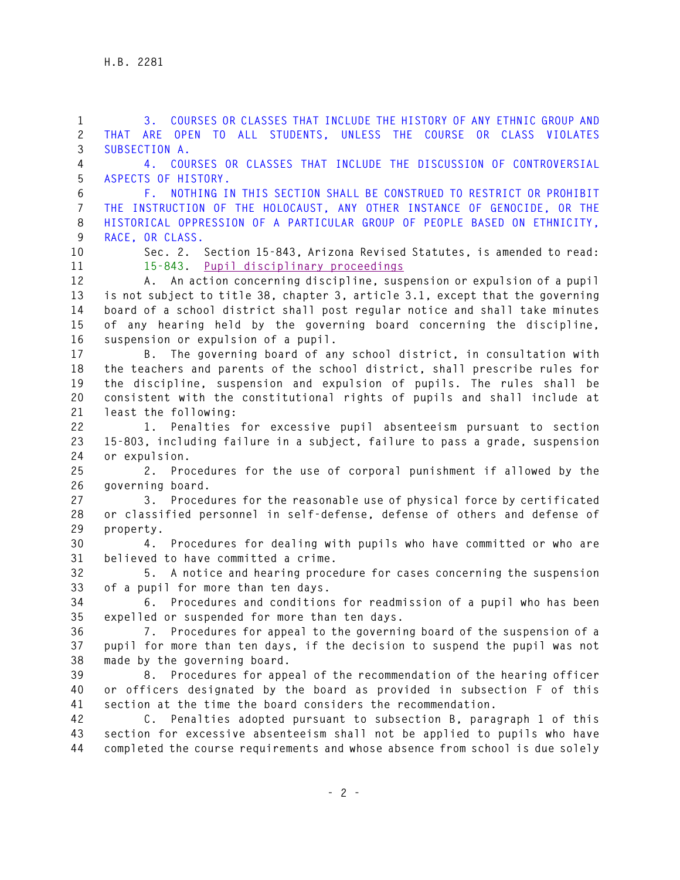3. COURSES OR CLASSES THAT INCLUDE THE HISTORY OF ANY ETHNIC GROUP AND THAT ARE OPEN TO ALL STUDENTS, UNLESS THE COURSE OR CLASS VIOLATES SUBSECTION A.

4. COURSES OR CLASSES THAT INCLUDE THE DISCUSSION OF CONTROVERSIAL ASPECTS OF HISTORY.

F. NOTHING IN THIS SECTION SHALL BE CONSTRUED TO RESTRICT OR PROHIBIT THE INSTRUCTION OF THE HOLOCAUST, ANY OTHER INSTANCE OF GENOCIDE, OR THE HISTORICAL OPPRESSION OF A PARTICULAR GROUP OF PEOPLE BASED ON ETHNICITY, RACE, OR CLASS.

Sec. 2. Section 15-843, Arizona Revised Statutes, is amended to read:

15-843. Pupil disciplinary proceedings

A. An action concerning discipline, suspension or expulsion of a pupil is not subject to title 38, chapter 3, article 3.1, except that the governing board of a school district shall post regular notice and shall take minutes of any hearing held by the governing board concerning the discipline, suspension or expulsion of a pupil.

B. The governing board of any school district, in consultation with the teachers and parents of the school district, shall prescribe rules for the discipline, suspension and expulsion of pupils. The rules shall be consistent with the constitutional rights of pupils and shall include at least the following:

1. Penalties for excessive pupil absenteeism pursuant to section 15-803, including failure in a subject, failure to pass a grade, suspension or expulsion.

2. Procedures for the use of corporal punishment if allowed by the governing board.

3. Procedures for the reasonable use of physical force by certificated or classified personnel in self-defense, defense of others and defense of property.

4. Procedures for dealing with pupils who have committed or who are believed to have committed a crime.

5. A notice and hearing procedure for cases concerning the suspension of a pupil for more than ten days.

6. Procedures and conditions for readmission of a pupil who has been expelled or suspended for more than ten days.

7. Procedures for appeal to the governing board of the suspension of a pupil for more than ten days, if the decision to suspend the pupil was not made by the governing board.

8. Procedures for appeal of the recommendation of the hearing officer or officers designated by the board as provided in subsection F of this section at the time the board considers the recommendation.

C. Penalties adopted pursuant to subsection B, paragraph 1 of this section for excessive absenteeism shall not be applied to pupils who have completed the course requirements and whose absence from school is due solely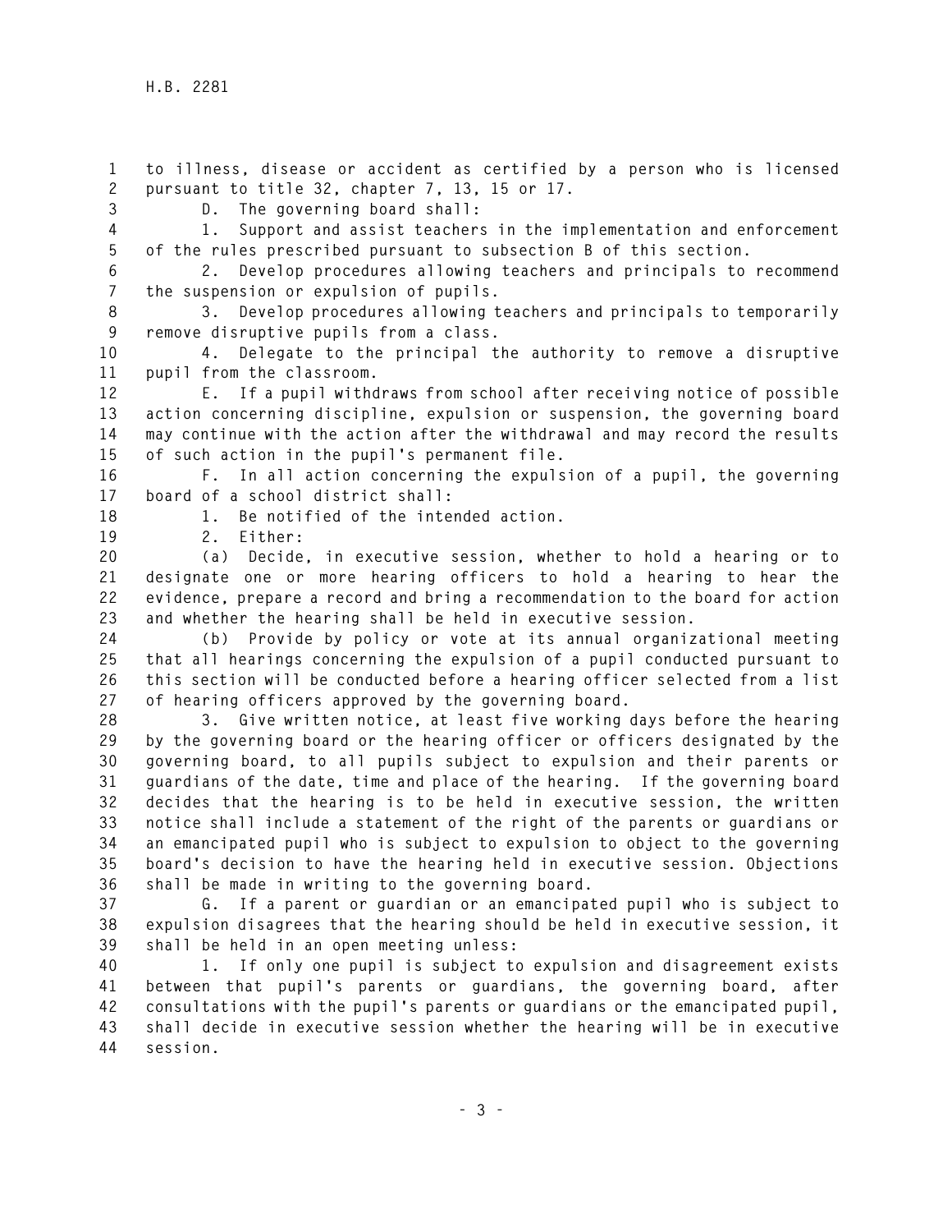to illness, disease or accident as certified by a person who is licensed pursuant to title 32, chapter 7, 13, 15 or 17.

D. The governing board shall:

1. Support and assist teachers in the implementation and enforcement of the rules prescribed pursuant to subsection B of this section.

2. Develop procedures allowing teachers and principals to recommend the suspension or expulsion of pupils.

3. Develop procedures allowing teachers and principals to temporarily remove disruptive pupils from a class.

4. Delegate to the principal the authority to remove a disruptive pupil from the classroom.

E. If a pupil withdraws from school after receiving notice of possible action concerning discipline, expulsion or suspension, the governing board may continue with the action after the withdrawal and may record the results of such action in the pupil's permanent file.

F. In all action concerning the expulsion of a pupil, the governing board of a school district shall:

1. Be notified of the intended action.

2. Either:

(a) Decide, in executive session, whether to hold a hearing or to designate one or more hearing officers to hold a hearing to hear the evidence, prepare a record and bring a recommendation to the board for action and whether the hearing shall be held in executive session.

(b) Provide by policy or vote at its annual organizational meeting that all hearings concerning the expulsion of a pupil conducted pursuant to this section will be conducted before a hearing officer selected from a list of hearing officers approved by the governing board.

3. Give written notice, at least five working days before the hearing by the governing board or the hearing officer or officers designated by the governing board, to all pupils subject to expulsion and their parents or guardians of the date, time and place of the hearing. If the governing board decides that the hearing is to be held in executive session, the written notice shall include a statement of the right of the parents or guardians or an emancipated pupil who is subject to expulsion to object to the governing board's decision to have the hearing held in executive session. Objections shall be made in writing to the governing board.

G. If a parent or guardian or an emancipated pupil who is subject to expulsion disagrees that the hearing should be held in executive session, it shall be held in an open meeting unless:

1. If only one pupil is subject to expulsion and disagreement exists between that pupil's parents or guardians, the governing board, after consultations with the pupil's parents or guardians or the emancipated pupil, shall decide in executive session whether the hearing will be in executive session.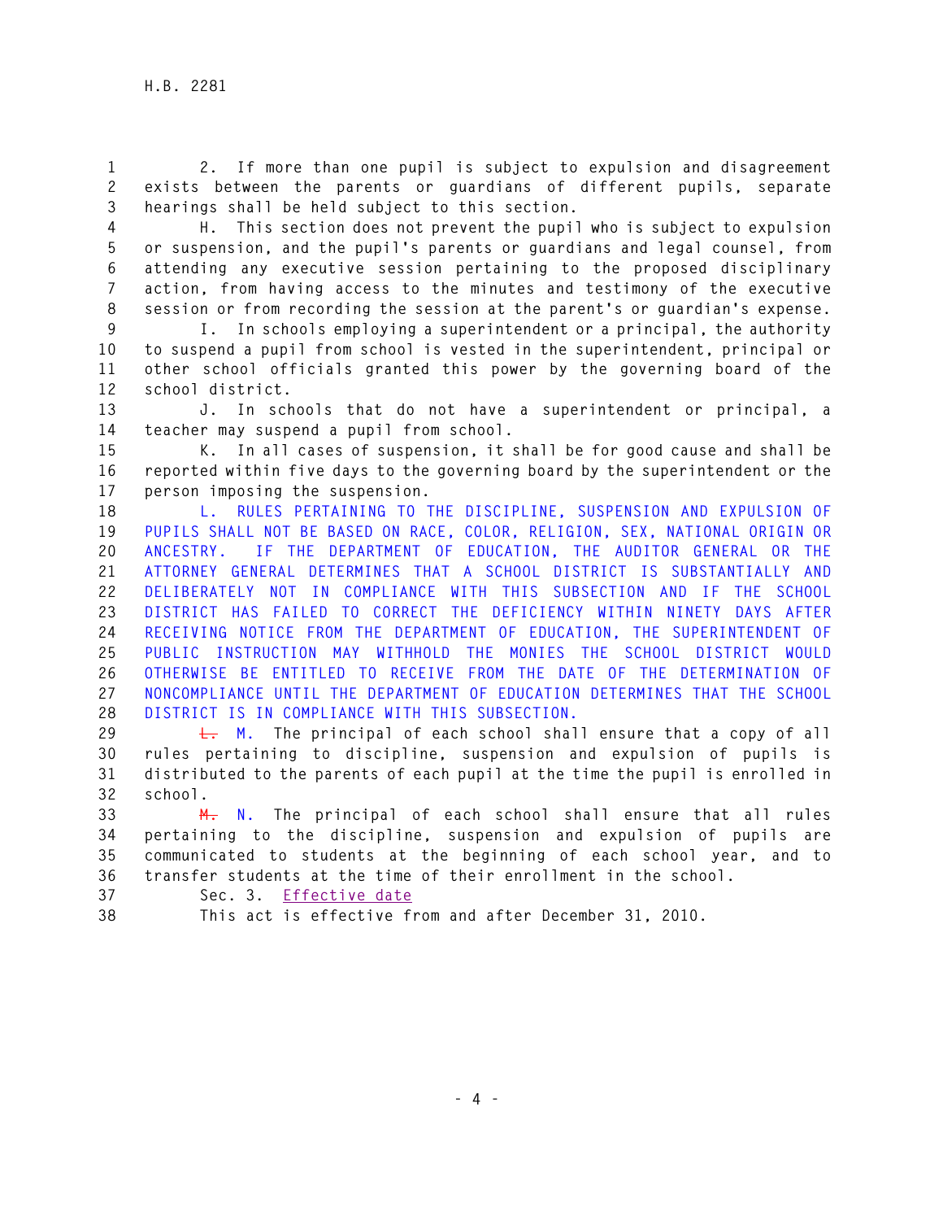2. If more than one pupil is subject to expulsion and disagreement exists between the parents or guardians of different pupils, separate hearings shall be held subject to this section.

H. This section does not prevent the pupil who is subject to expulsion or suspension, and the pupil's parents or guardians and legal counsel, from attending any executive session pertaining to the proposed disciplinary action, from having access to the minutes and testimony of the executive session or from recording the session at the parent's or guardian's expense.

I. In schools employing a superintendent or a principal, the authority to suspend a pupil from school is vested in the superintendent, principal or other school officials granted this power by the governing board of the school district.

J. In schools that do not have a superintendent or principal, a teacher may suspend a pupil from school.

K. In all cases of suspension, it shall be for good cause and shall be reported within five days to the governing board by the superintendent or the person imposing the suspension.

L. RULES PERTAINING TO THE DISCIPLINE, SUSPENSION AND EXPULSION OF PUPILS SHALL NOT BE BASED ON RACE, COLOR, RELIGION, SEX, NATIONAL ORIGIN OR ANCESTRY. IF THE DEPARTMENT OF EDUCATION, THE AUDITOR GENERAL OR THE ATTORNEY GENERAL DETERMINES THAT A SCHOOL DISTRICT IS SUBSTANTIALLY AND DELIBERATELY NOT IN COMPLIANCE WITH THIS SUBSECTION AND IF THE SCHOOL DISTRICT HAS FAILED TO CORRECT THE DEFICIENCY WITHIN NINETY DAYS AFTER RECEIVING NOTICE FROM THE DEPARTMENT OF EDUCATION, THE SUPERINTENDENT OF PUBLIC INSTRUCTION MAY WITHHOLD THE MONIES THE SCHOOL DISTRICT WOULD OTHERWISE BE ENTITLED TO RECEIVE FROM THE DATE OF THE DETERMINATION OF NONCOMPLIANCE UNTIL THE DEPARTMENT OF EDUCATION DETERMINES THAT THE SCHOOL DISTRICT IS IN COMPLIANCE WITH THIS SUBSECTION.

~~L.~~ M. The principal of each school shall ensure that a copy of all rules pertaining to discipline, suspension and expulsion of pupils is distributed to the parents of each pupil at the time the pupil is enrolled in school.

~~M.~~ N. The principal of each school shall ensure that all rules pertaining to the discipline, suspension and expulsion of pupils are communicated to students at the beginning of each school year, and to transfer students at the time of their enrollment in the school.

Sec. 3. Effective date

This act is effective from and after December 31, 2010.